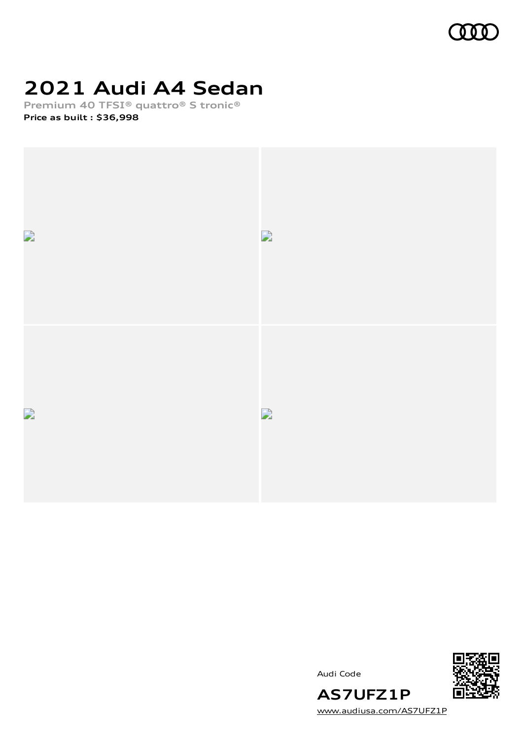# 2021 Audi A4 Sedan

Premium 40 TFSI® quattro® S tronic®

**Price as built : $36,998**

Audi Code

## AS7UFZ1P

www.audiusa.com/AS7UFZ1P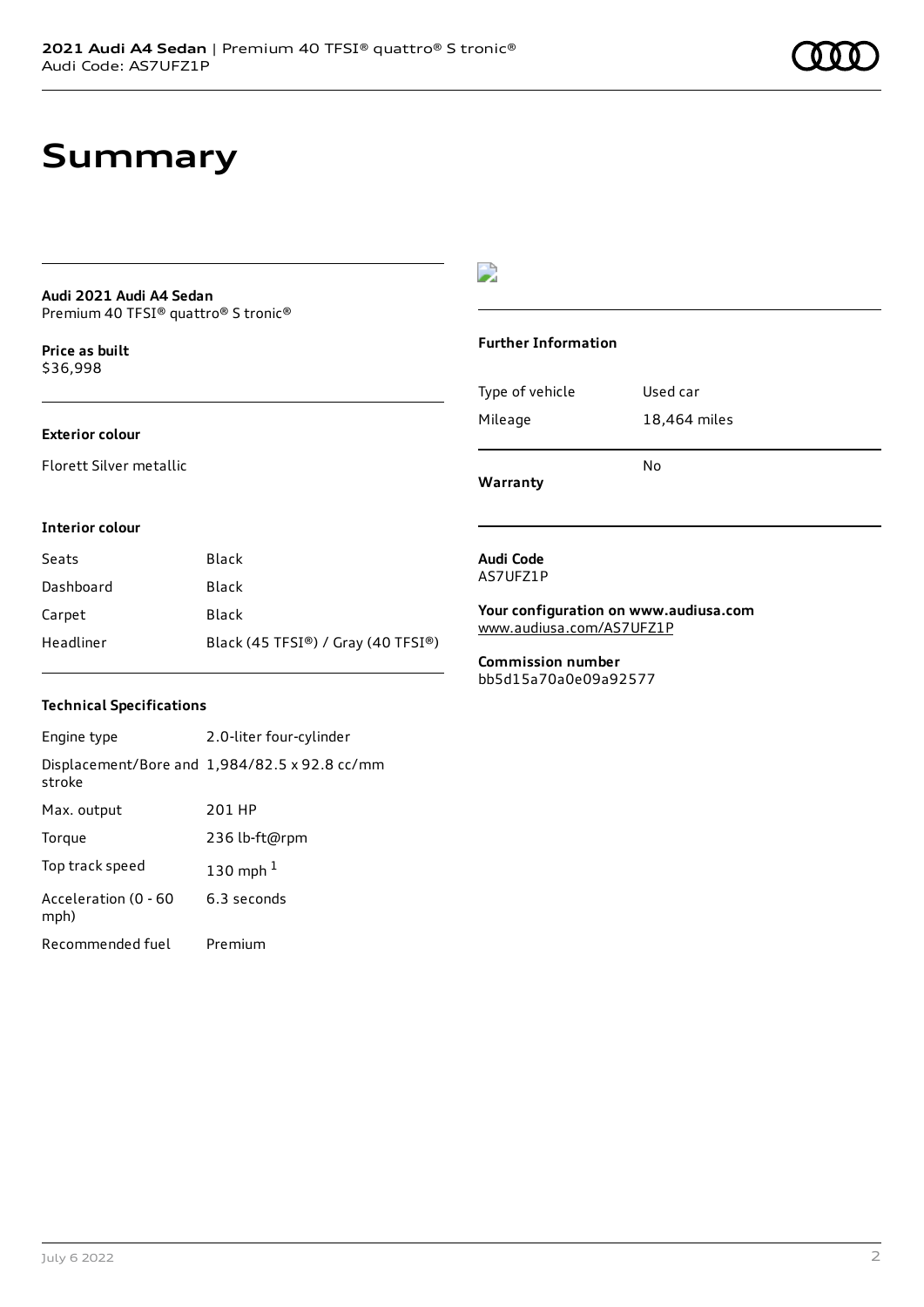# Summary

**Audi 2021 Audi A4 Sedan**
Premium 40 TFSI® quattro® S tronic®

**Price as built**
$36,998

**Exterior colour**

Florett Silver metallic

**Interior colour**

| | |
|---|---|
| Seats | Black |
| Dashboard | Black |
| Carpet | Black |
| Headliner | Black (45 TFSI®) / Gray (40 TFSI®) |

**Technical Specifications**

| | |
|---|---|
| Engine type | 2.0-liter four-cylinder |
| Displacement/Bore and stroke | 1,984/82.5 x 92.8 cc/mm |
| Max. output | 201 HP |
| Torque | 236 lb-ft@rpm |
| Top track speed | 130 mph [1] |
| Acceleration (0 - 60 mph) | 6.3 seconds |
| Recommended fuel | Premium |

**Further Information**

| | |
|---|---|
| Type of vehicle | Used car |
| Mileage | 18,464 miles |
| **Warranty** | No |

**Audi Code**
AS7UFZ1P

**Your configuration on www.audiusa.com**
www.audiusa.com/AS7UFZ1P

**Commission number**
bb5d15a70a0e09a92577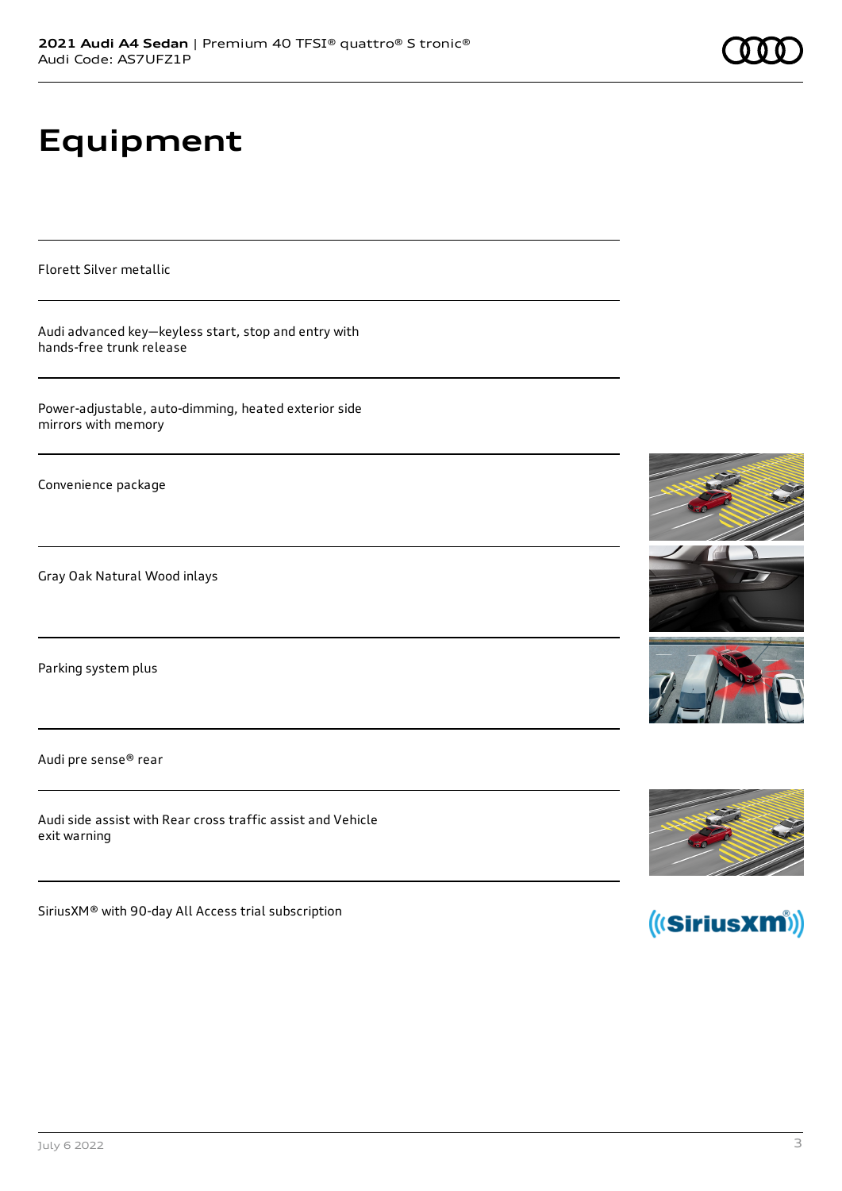# Equipment

Florett Silver metallic

Audi advanced key—keyless start, stop and entry with hands-free trunk release

Power-adjustable, auto-dimming, heated exterior side mirrors with memory

Convenience package

Gray Oak Natural Wood inlays

Parking system plus

Audi pre sense® rear

Audi side assist with Rear cross traffic assist and Vehicle exit warning

SiriusXM® with 90-day All Access trial subscription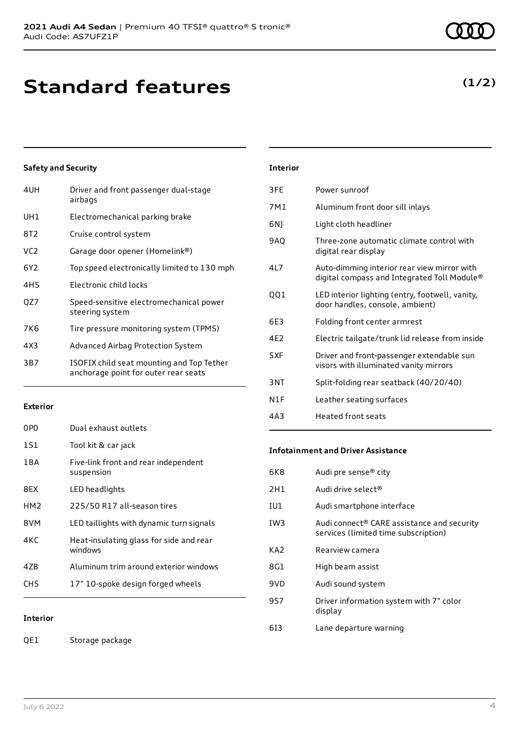# Standard features

**(1/2)**

### Safety and Security

| | |
|---|---|
| 4UH | Driver and front passenger dual-stage airbags |
| UH1 | Electromechanical parking brake |
| 8T2 | Cruise control system |
| VC2 | Garage door opener (Homelink®) |
| 6Y2 | Top speed electronically limited to 130 mph |
| 4H5 | Electronic child locks |
| QZ7 | Speed-sensitive electromechanical power steering system |
| 7K6 | Tire pressure monitoring system (TPMS) |
| 4X3 | Advanced Airbag Protection System |
| 3B7 | ISOFIX child seat mounting and Top Tether anchorage point for outer rear seats |

### Exterior

| | |
|---|---|
| 0P0 | Dual exhaust outlets |
| 1S1 | Tool kit & car jack |
| 1BA | Five-link front and rear independent suspension |
| 8EX | LED headlights |
| HM2 | 225/50 R17 all-season tires |
| 8VM | LED taillights with dynamic turn signals |
| 4KC | Heat-insulating glass for side and rear windows |
| 4ZB | Aluminum trim around exterior windows |
| CH5 | 17" 10-spoke design forged wheels |

### Interior

| | |
|---|---|
| QE1 | Storage package |
| 3FE | Power sunroof |
| 7M1 | Aluminum front door sill inlays |
| 6NJ | Light cloth headliner |
| 9AQ | Three-zone automatic climate control with digital rear display |
| 4L7 | Auto-dimming interior rear view mirror with digital compass and Integrated Toll Module® |
| QQ1 | LED interior lighting (entry, footwell, vanity, door handles, console, ambient) |
| 6E3 | Folding front center armrest |
| 4E2 | Electric tailgate/trunk lid release from inside |
| 5XF | Driver and front-passenger extendable sun visors with illuminated vanity mirrors |
| 3NT | Split-folding rear seatback (40/20/40) |
| N1F | Leather seating surfaces |
| 4A3 | Heated front seats |

### Infotainment and Driver Assistance

| | |
|---|---|
| 6K8 | Audi pre sense® city |
| 2H1 | Audi drive select® |
| IU1 | Audi smartphone interface |
| IW3 | Audi connect® CARE assistance and security services (limited time subscription) |
| KA2 | Rearview camera |
| 8G1 | High beam assist |
| 9VD | Audi sound system |
| 9S7 | Driver information system with 7" color display |
| 6I3 | Lane departure warning |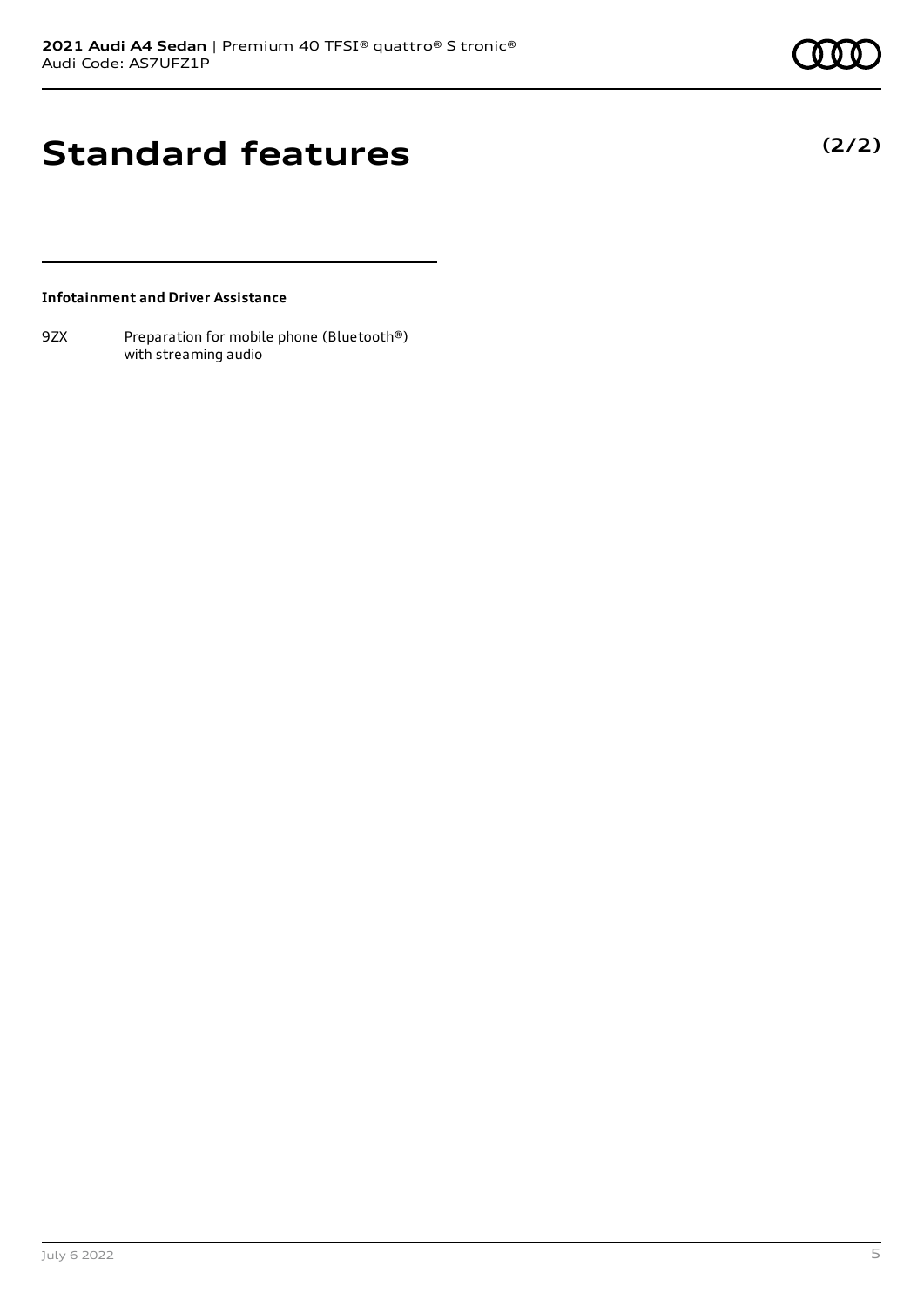# Standard features

**(2/2)**

**Infotainment and Driver Assistance**

| | |
|---|---|
| 9ZX | Preparation for mobile phone (Bluetooth®) with streaming audio |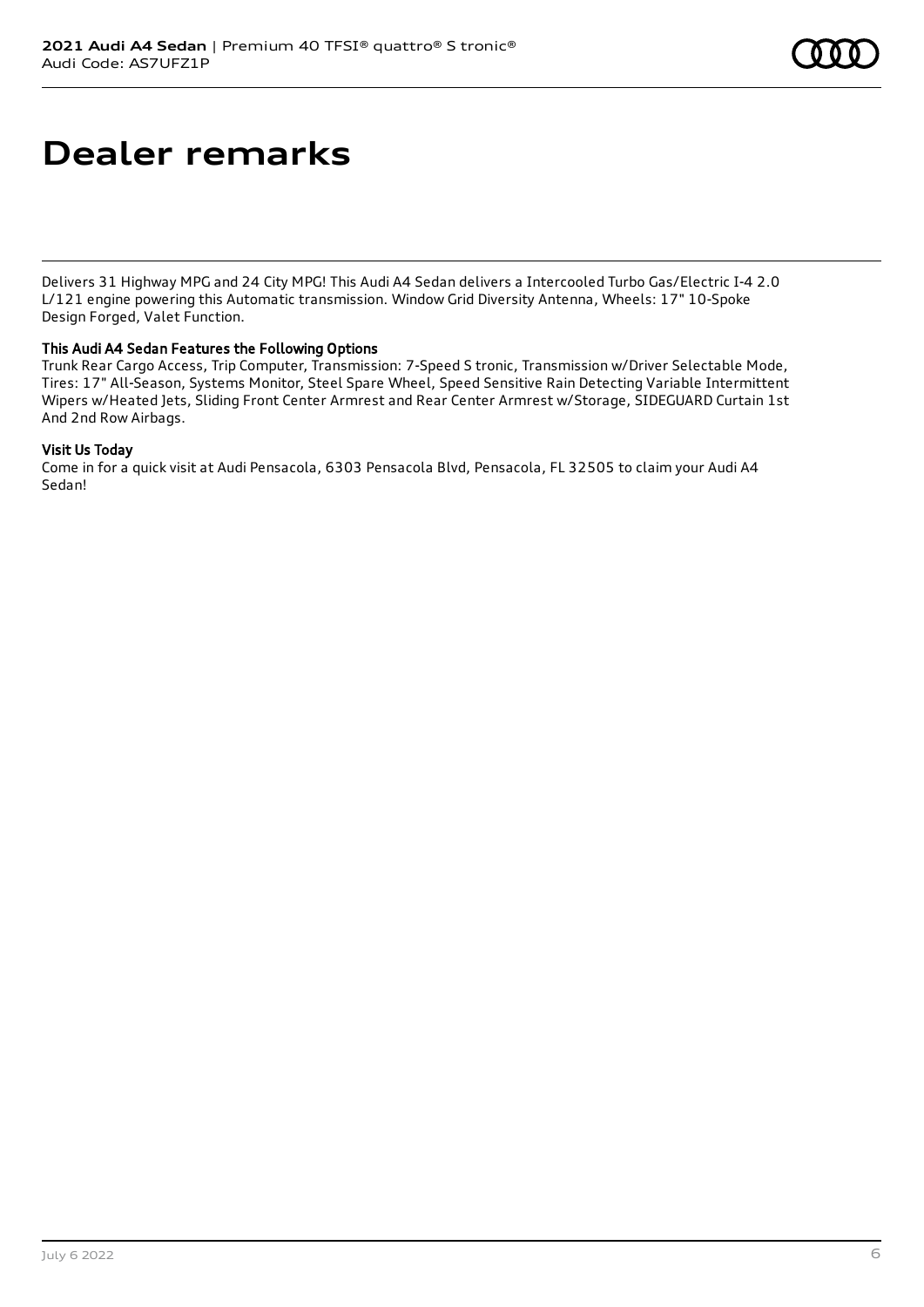# Dealer remarks

Delivers 31 Highway MPG and 24 City MPG! This Audi A4 Sedan delivers a Intercooled Turbo Gas/Electric I-4 2.0 L/121 engine powering this Automatic transmission. Window Grid Diversity Antenna, Wheels: 17" 10-Spoke Design Forged, Valet Function.

### This Audi A4 Sedan Features the Following Options

Trunk Rear Cargo Access, Trip Computer, Transmission: 7-Speed S tronic, Transmission w/Driver Selectable Mode, Tires: 17" All-Season, Systems Monitor, Steel Spare Wheel, Speed Sensitive Rain Detecting Variable Intermittent Wipers w/Heated Jets, Sliding Front Center Armrest and Rear Center Armrest w/Storage, SIDEGUARD Curtain 1st And 2nd Row Airbags.

### Visit Us Today

Come in for a quick visit at Audi Pensacola, 6303 Pensacola Blvd, Pensacola, FL 32505 to claim your Audi A4 Sedan!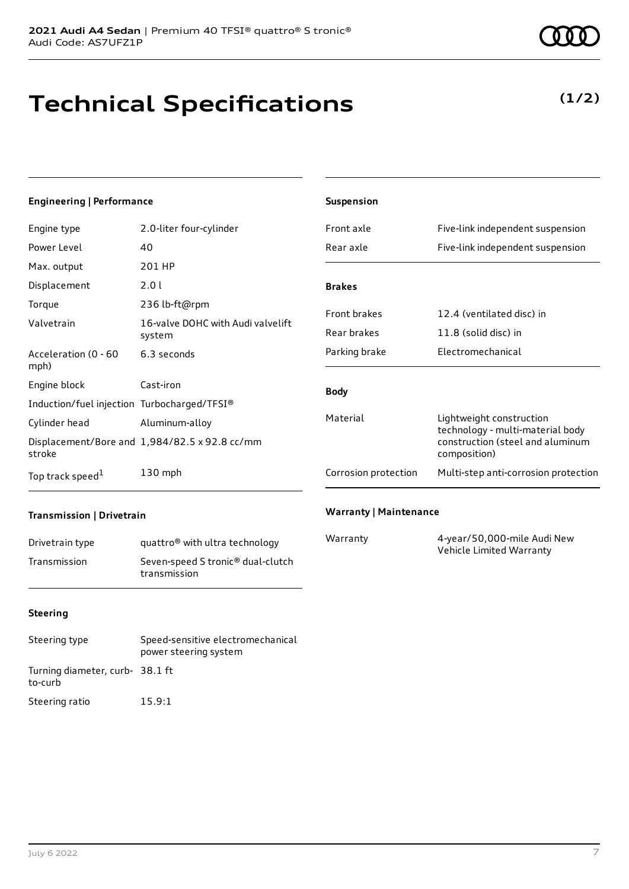**2021 Audi A4 Sedan** | Premium 40 TFSI® quattro® S tronic®
Audi Code: AS7UFZ1P

# Technical Specifications

**(1/2)**

### Engineering | Performance

| | |
|---|---|
| Engine type | 2.0-liter four-cylinder |
| Power Level | 40 |
| Max. output | 201 HP |
| Displacement | 2.0 l |
| Torque | 236 lb-ft@rpm |
| Valvetrain | 16-valve DOHC with Audi valvelift system |
| Acceleration (0 - 60 mph) | 6.3 seconds |
| Engine block | Cast-iron |
| Induction/fuel injection | Turbocharged/TFSI® |
| Cylinder head | Aluminum-alloy |
| Displacement/Bore and stroke | 1,984/82.5 x 92.8 cc/mm |
| Top track speed[1] | 130 mph |

### Transmission | Drivetrain

| | |
|---|---|
| Drivetrain type | quattro® with ultra technology |
| Transmission | Seven-speed S tronic® dual-clutch transmission |

### Steering

| | |
|---|---|
| Steering type | Speed-sensitive electromechanical power steering system |
| Turning diameter, curb-to-curb | 38.1 ft |
| Steering ratio | 15.9:1 |

### Suspension

| | |
|---|---|
| Front axle | Five-link independent suspension |
| Rear axle | Five-link independent suspension |

### Brakes

| | |
|---|---|
| Front brakes | 12.4 (ventilated disc) in |
| Rear brakes | 11.8 (solid disc) in |
| Parking brake | Electromechanical |

### Body

| | |
|---|---|
| Material | Lightweight construction technology - multi-material body construction (steel and aluminum composition) |
| Corrosion protection | Multi-step anti-corrosion protection |

### Warranty | Maintenance

| | |
|---|---|
| Warranty | 4-year/50,000-mile Audi New Vehicle Limited Warranty |

July 6 2022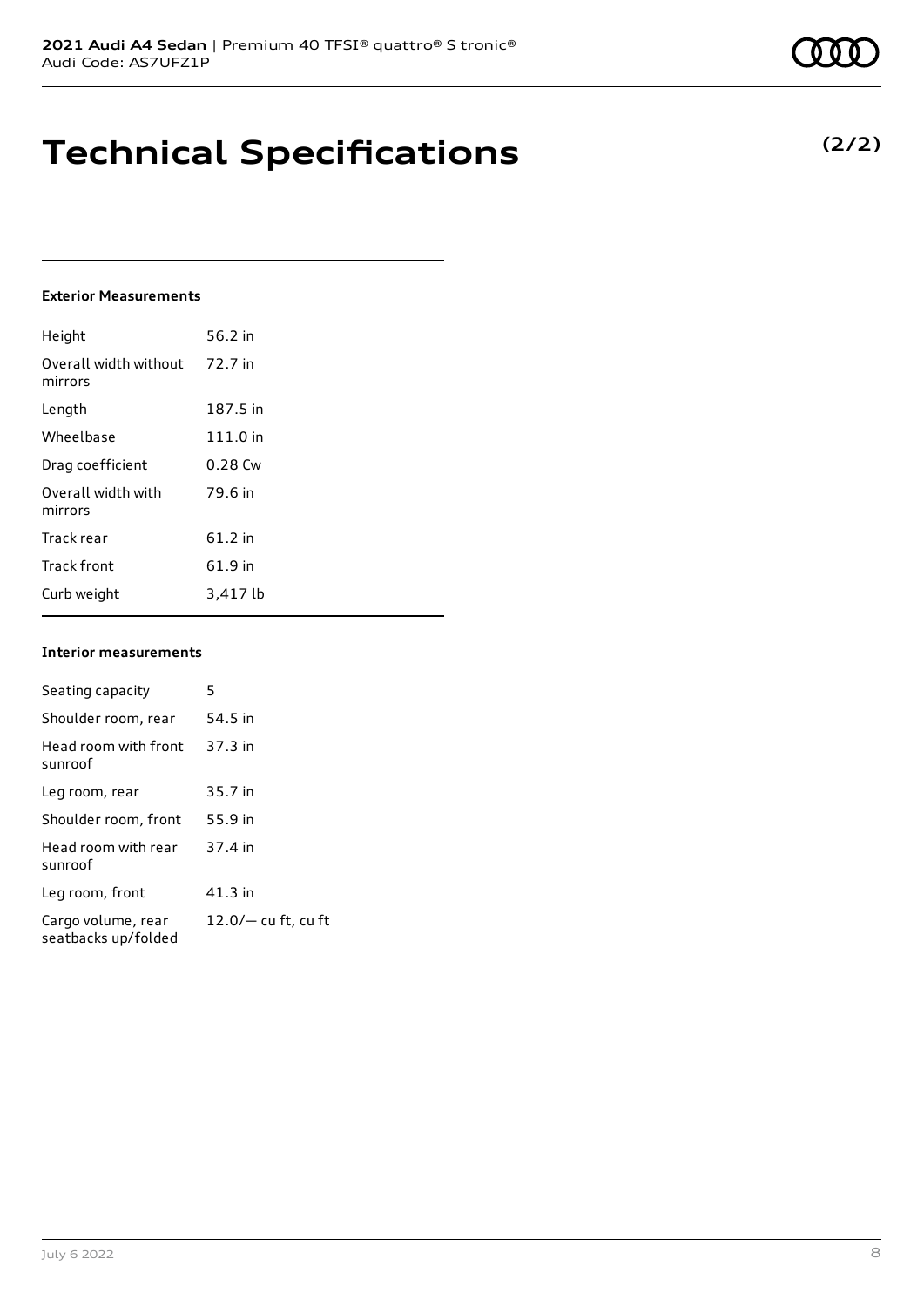# Technical Specifications

**(2/2)**

**Exterior Measurements**

| | |
|---|---|
| Height | 56.2 in |
| Overall width without mirrors | 72.7 in |
| Length | 187.5 in |
| Wheelbase | 111.0 in |
| Drag coefficient | 0.28 Cw |
| Overall width with mirrors | 79.6 in |
| Track rear | 61.2 in |
| Track front | 61.9 in |
| Curb weight | 3,417 lb |

**Interior measurements**

| | |
|---|---|
| Seating capacity | 5 |
| Shoulder room, rear | 54.5 in |
| Head room with front sunroof | 37.3 in |
| Leg room, rear | 35.7 in |
| Shoulder room, front | 55.9 in |
| Head room with rear sunroof | 37.4 in |
| Leg room, front | 41.3 in |
| Cargo volume, rear seatbacks up/folded | 12.0/— cu ft, cu ft |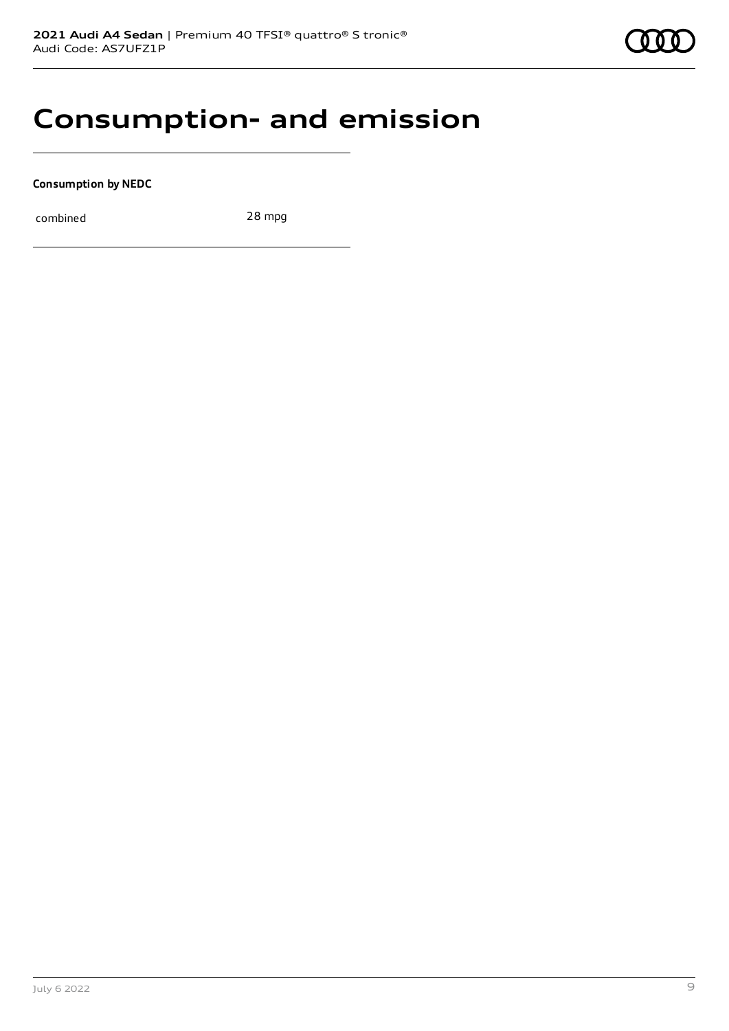# Consumption- and emission

**Consumption by NEDC**

| combined | 28 mpg |
|---|---|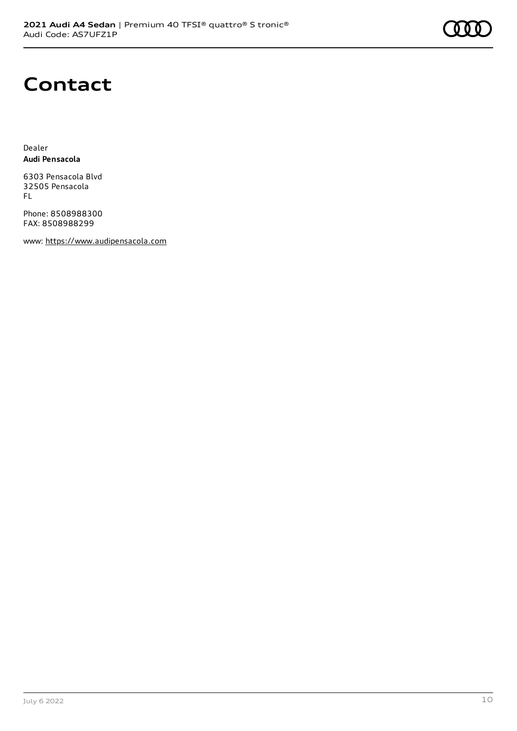# Contact

Dealer
**Audi Pensacola**

6303 Pensacola Blvd
32505 Pensacola
FL

Phone: 8508988300
FAX: 8508988299

www: https://www.audipensacola.com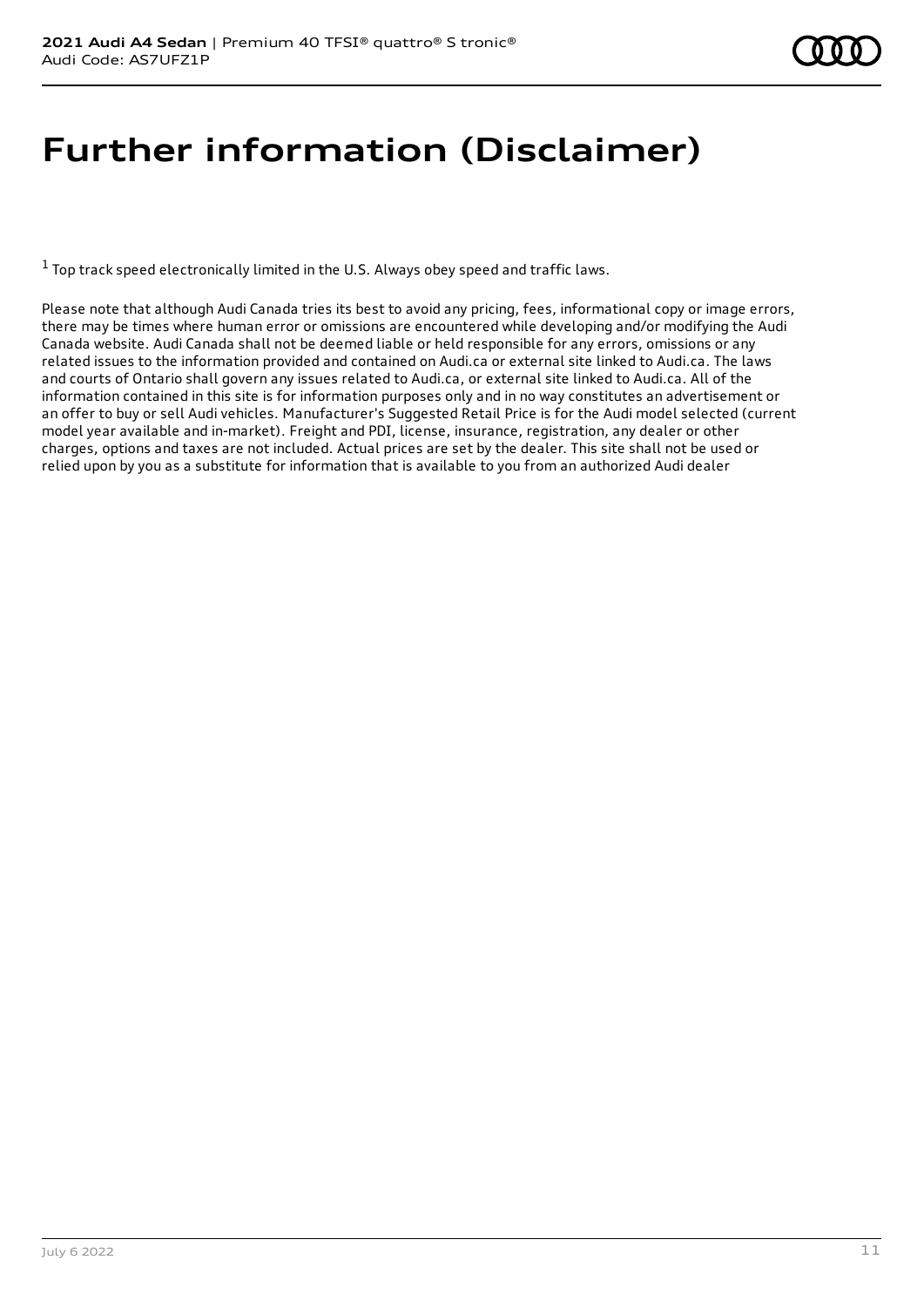# Further information (Disclaimer)

[1] Top track speed electronically limited in the U.S. Always obey speed and traffic laws.

Please note that although Audi Canada tries its best to avoid any pricing, fees, informational copy or image errors, there may be times where human error or omissions are encountered while developing and/or modifying the Audi Canada website. Audi Canada shall not be deemed liable or held responsible for any errors, omissions or any related issues to the information provided and contained on Audi.ca or external site linked to Audi.ca. The laws and courts of Ontario shall govern any issues related to Audi.ca, or external site linked to Audi.ca. All of the information contained in this site is for information purposes only and in no way constitutes an advertisement or an offer to buy or sell Audi vehicles. Manufacturer's Suggested Retail Price is for the Audi model selected (current model year available and in-market). Freight and PDI, license, insurance, registration, any dealer or other charges, options and taxes are not included. Actual prices are set by the dealer. This site shall not be used or relied upon by you as a substitute for information that is available to you from an authorized Audi dealer